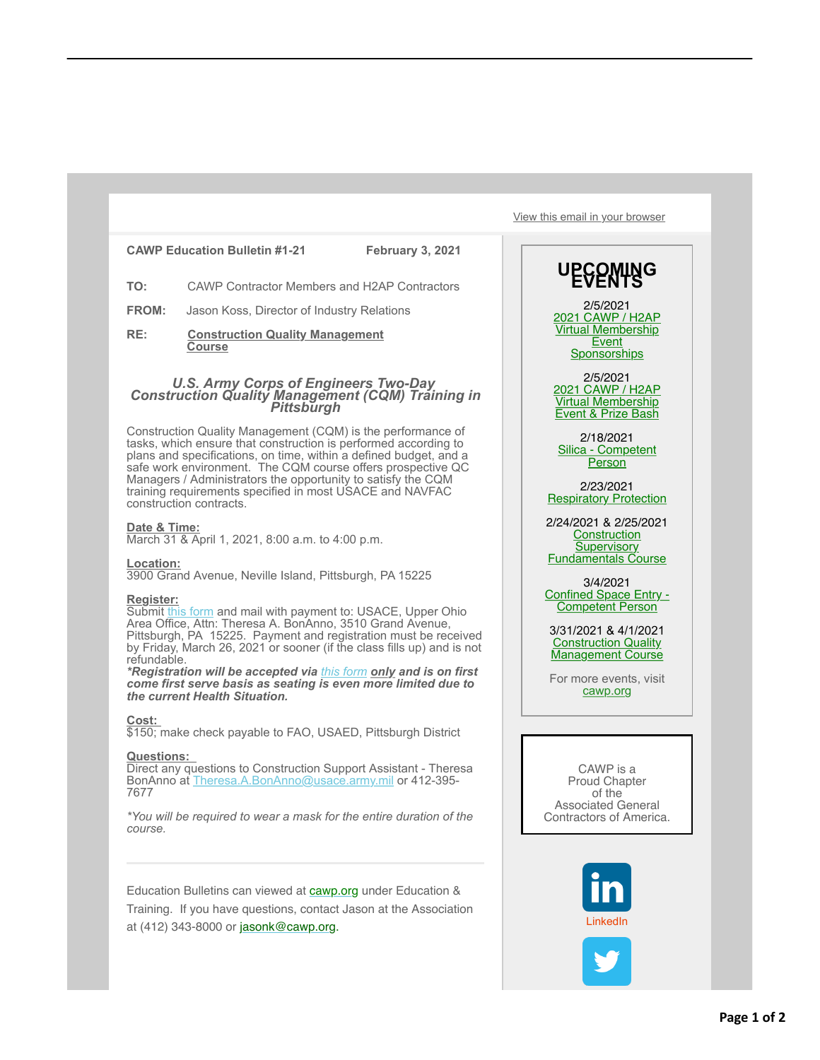View this email in your browser

**CAWP Education Bulletin #1-21** **February 3, 2021**

**TO:** CAWP Contractor Members and H2AP Contractors

**FROM:** Jason Koss, Director of Industry Relations

**RE:** **Construction Quality Management Course**

### *U.S. Army Corps of Engineers Two-Day Construction Quality Management (CQM) Training in Pittsburgh*

Construction Quality Management (CQM) is the performance of tasks, which ensure that construction is performed according to plans and specifications, on time, within a defined budget, and a safe work environment. The CQM course offers prospective QC Managers / Administrators the opportunity to satisfy the CQM training requirements specified in most USACE and NAVFAC construction contracts.

**Date & Time:**
March 31 & April 1, 2021, 8:00 a.m. to 4:00 p.m.

**Location:**
3900 Grand Avenue, Neville Island, Pittsburgh, PA 15225

**Register:**
Submit this form and mail with payment to: USACE, Upper Ohio Area Office, Attn: Theresa A. BonAnno, 3510 Grand Avenue, Pittsburgh, PA 15225. Payment and registration must be received by Friday, March 26, 2021 or sooner (if the class fills up) and is not refundable.
***Registration will be accepted via this form only and is on first come first serve basis as seating is even more limited due to the current Health Situation.***

**Cost:**
$150; make check payable to FAO, USAED, Pittsburgh District

**Questions:**
Direct any questions to Construction Support Assistant - Theresa BonAnno at Theresa.A.BonAnno@usace.army.mil or 412-395-7677

*\*You will be required to wear a mask for the entire duration of the course.*

---

Education Bulletins can viewed at cawp.org under Education & Training. If you have questions, contact Jason at the Association at (412) 343-8000 or jasonk@cawp.org.

## UPCOMING EVENTS

2/5/2021
2021 CAWP / H2AP Virtual Membership Event Sponsorships

2/5/2021
2021 CAWP / H2AP Virtual Membership Event & Prize Bash

2/18/2021
Silica - Competent Person

2/23/2021
Respiratory Protection

2/24/2021 & 2/25/2021
Construction Supervisory Fundamentals Course

3/4/2021
Confined Space Entry - Competent Person

3/31/2021 & 4/1/2021
Construction Quality Management Course

For more events, visit cawp.org

CAWP is a Proud Chapter of the Associated General Contractors of America.

LinkedIn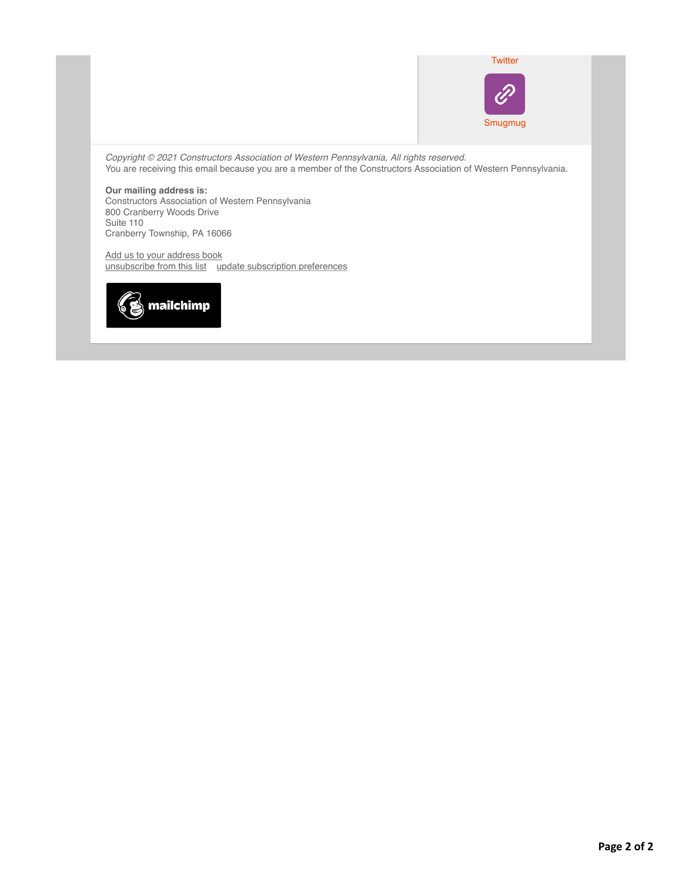Twitter

Smugmug

*Copyright © 2021 Constructors Association of Western Pennsylvania, All rights reserved.*
You are receiving this email because you are a member of the Constructors Association of Western Pennsylvania.

**Our mailing address is:**
Constructors Association of Western Pennsylvania
800 Cranberry Woods Drive
Suite 110
Cranberry Township, PA 16066

Add us to your address book
unsubscribe from this list    update subscription preferences

mailchimp